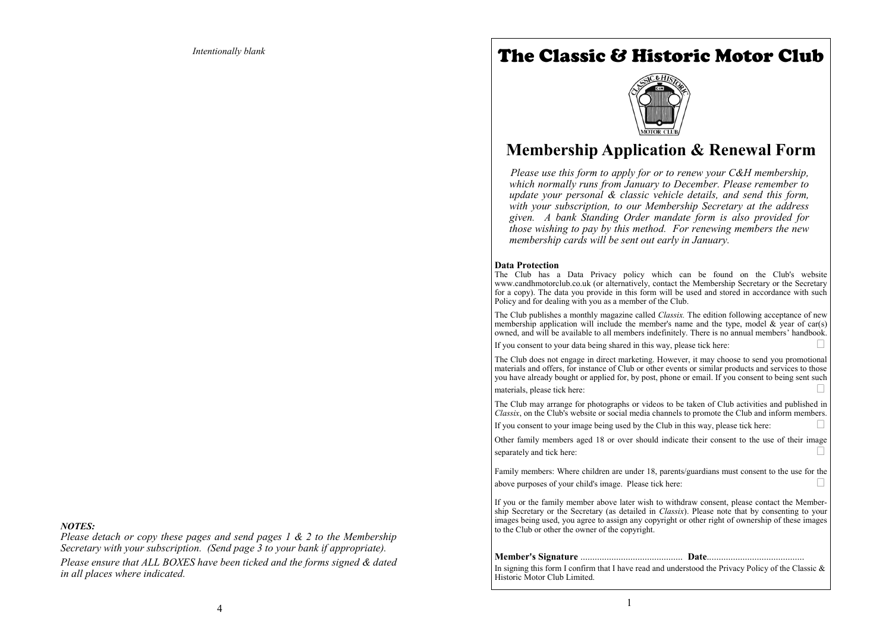*Intentionally blank*

***NOTES:***

*Please detach or copy these pages and send pages 1 & 2 to the Membership Secretary with your subscription. (Send page 3 to your bank if appropriate).*

*Please ensure that ALL BOXES have been ticked and the forms signed & dated in all places where indicated.*

# The Classic & Historic Motor Club

## Membership Application & Renewal Form

*Please use this form to apply for or to renew your C&H membership, which normally runs from January to December. Please remember to update your personal & classic vehicle details, and send this form, with your subscription, to our Membership Secretary at the address given. A bank Standing Order mandate form is also provided for those wishing to pay by this method. For renewing members the new membership cards will be sent out early in January.*

**Data Protection**

The Club has a Data Privacy policy which can be found on the Club's website www.candhmotorclub.co.uk (or alternatively, contact the Membership Secretary or the Secretary for a copy). The data you provide in this form will be used and stored in accordance with such Policy and for dealing with you as a member of the Club.

The Club publishes a monthly magazine called *Classix.* The edition following acceptance of new membership application will include the member's name and the type, model & year of car(s) owned, and will be available to all members indefinitely. There is no annual members' handbook.

If you consent to your data being shared in this way, please tick here: ☐

The Club does not engage in direct marketing. However, it may choose to send you promotional materials and offers, for instance of Club or other events or similar products and services to those you have already bought or applied for, by post, phone or email. If you consent to being sent such materials, please tick here: ☐

The Club may arrange for photographs or videos to be taken of Club activities and published in *Classix*, on the Club's website or social media channels to promote the Club and inform members.

If you consent to your image being used by the Club in this way, please tick here: ☐

Other family members aged 18 or over should indicate their consent to the use of their image separately and tick here: ☐

Family members: Where children are under 18, parents/guardians must consent to the use for the above purposes of your child's image. Please tick here: ☐

If you or the family member above later wish to withdraw consent, please contact the Membership Secretary or the Secretary (as detailed in *Classix*). Please note that by consenting to your images being used, you agree to assign any copyright or other right of ownership of these images to the Club or other the owner of the copyright.

**Member's Signature** ........................................... **Date**.........................................

In signing this form I confirm that I have read and understood the Privacy Policy of the Classic & Historic Motor Club Limited.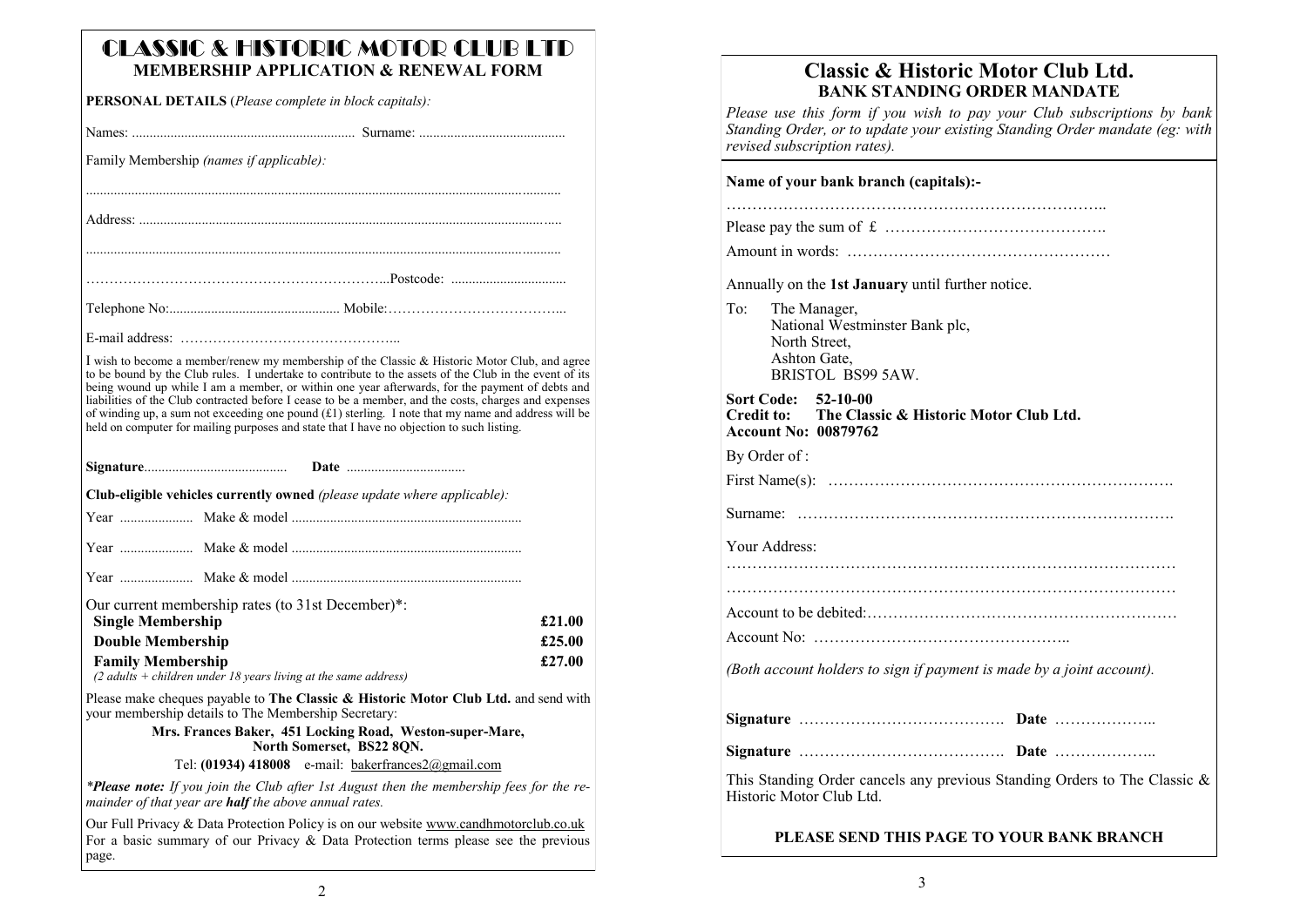# CLASSIC & HISTORIC MOTOR CLUB LTD

## MEMBERSHIP APPLICATION & RENEWAL FORM

**PERSONAL DETAILS** (*Please complete in block capitals):*

Names: ................................................................ Surname: ..........................................

Family Membership *(names if applicable):*

......................................................................................................................................

Address: ......................................................................................................................

......................................................................................................................................

………………………………………………………...Postcode: ................................

Telephone No:................................................. Mobile:………………………………...

E-mail address: ………………………………………...

I wish to become a member/renew my membership of the Classic & Historic Motor Club, and agree to be bound by the Club rules. I undertake to contribute to the assets of the Club in the event of its being wound up while I am a member, or within one year afterwards, for the payment of debts and liabilities of the Club contracted before I cease to be a member, and the costs, charges and expenses of winding up, a sum not exceeding one pound (£1) sterling. I note that my name and address will be held on computer for mailing purposes and state that I have no objection to such listing.

**Signature**......................................... **Date** .................................

**Club-eligible vehicles currently owned** *(please update where applicable):*

Year ..................... Make & model .................................................................

Year ..................... Make & model .................................................................

Year ..................... Make & model .................................................................

Our current membership rates (to 31st December)*:

| | |
|---|---|
| **Single Membership** | **£21.00** |
| **Double Membership** | **£25.00** |
| **Family Membership** *(2 adults + children under 18 years living at the same address)* | **£27.00** |

Please make cheques payable to **The Classic & Historic Motor Club Ltd.** and send with your membership details to The Membership Secretary:

**Mrs. Frances Baker, 451 Locking Road, Weston-super-Mare, North Somerset, BS22 8QN.**

Tel: **(01934) 418008** e-mail: bakerfrances2@gmail.com

****Please note:*** *If you join the Club after 1st August then the membership fees for the remainder of that year are* ***half*** *the above annual rates.*

Our Full Privacy & Data Protection Policy is on our website www.candhmotorclub.co.uk For a basic summary of our Privacy & Data Protection terms please see the previous page.

# Classic & Historic Motor Club Ltd.

## BANK STANDING ORDER MANDATE

*Please use this form if you wish to pay your Club subscriptions by bank Standing Order, or to update your existing Standing Order mandate (eg: with revised subscription rates).*

**Name of your bank branch (capitals):-**

…………………………………………………………………..

Please pay the sum of £ …………………………………….

Amount in words: ……………………………………………

Annually on the **1st January** until further notice.

To: The Manager,
National Westminster Bank plc,
North Street,
Ashton Gate,
BRISTOL BS99 5AW.

**Sort Code: 52-10-00**
**Credit to: The Classic & Historic Motor Club Ltd.**
**Account No: 00879762**

By Order of :

First Name(s): ………………………………………………………….

Surname: ……………………………………………………………….

Your Address:
……………………………………………………………………………
……………………………………………………………………………

Account to be debited:……………………………………………………

Account No: …………………………………………..

*(Both account holders to sign if payment is made by a joint account).*

**Signature** …………………………………. **Date** ………………..

**Signature** …………………………………. **Date** ………………..

This Standing Order cancels any previous Standing Orders to The Classic & Historic Motor Club Ltd.

**PLEASE SEND THIS PAGE TO YOUR BANK BRANCH**